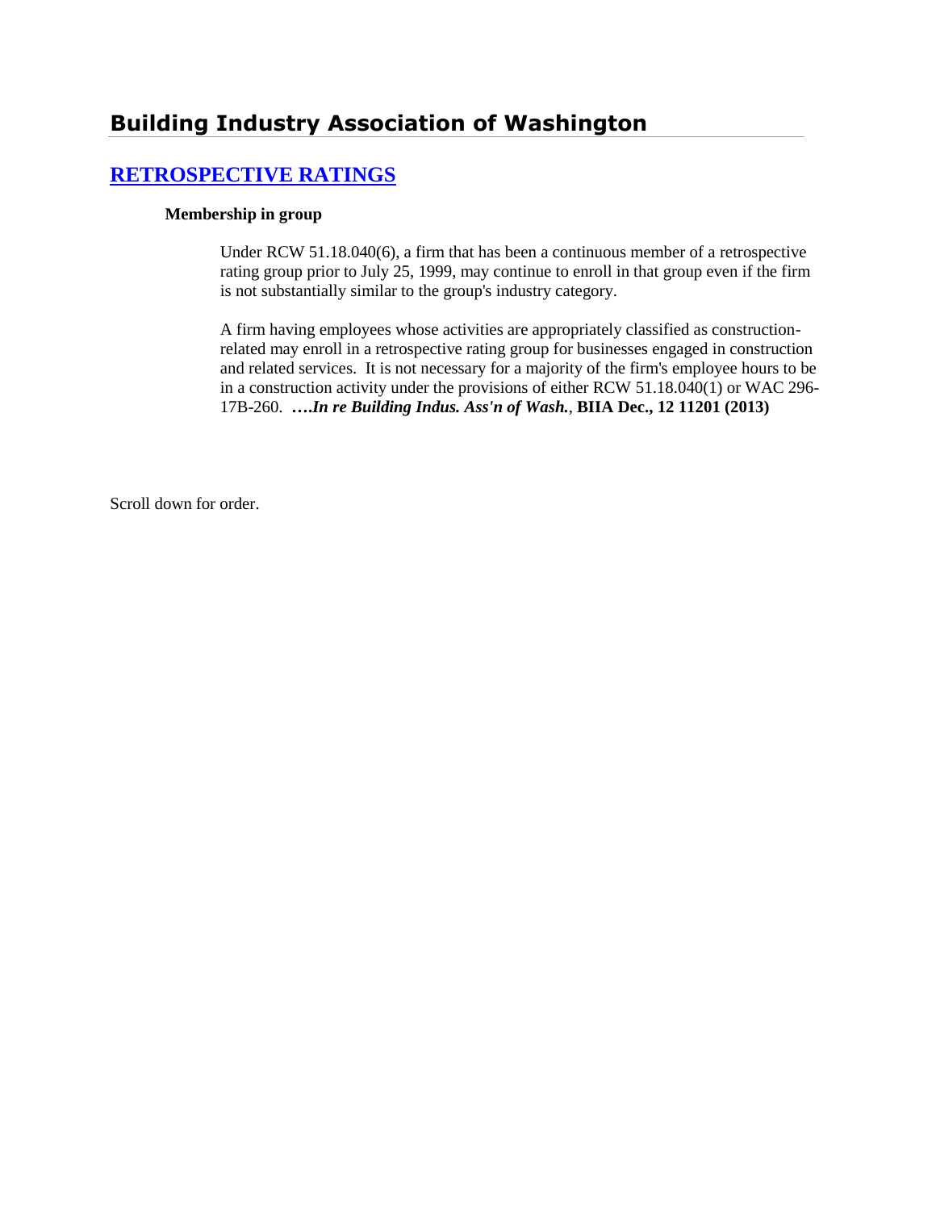# Building Industry Association of Washington

## [RETROSPECTIVE RATINGS]

### Membership in group

Under RCW 51.18.040(6), a firm that has been a continuous member of a retrospective rating group prior to July 25, 1999, may continue to enroll in that group even if the firm is not substantially similar to the group's industry category.

A firm having employees whose activities are appropriately classified as construction-related may enroll in a retrospective rating group for businesses engaged in construction and related services. It is not necessary for a majority of the firm's employee hours to be in a construction activity under the provisions of either RCW 51.18.040(1) or WAC 296-17B-260. ***….In re Building Indus. Ass'n of Wash.*, BIIA Dec., 12 11201 (2013)**

Scroll down for order.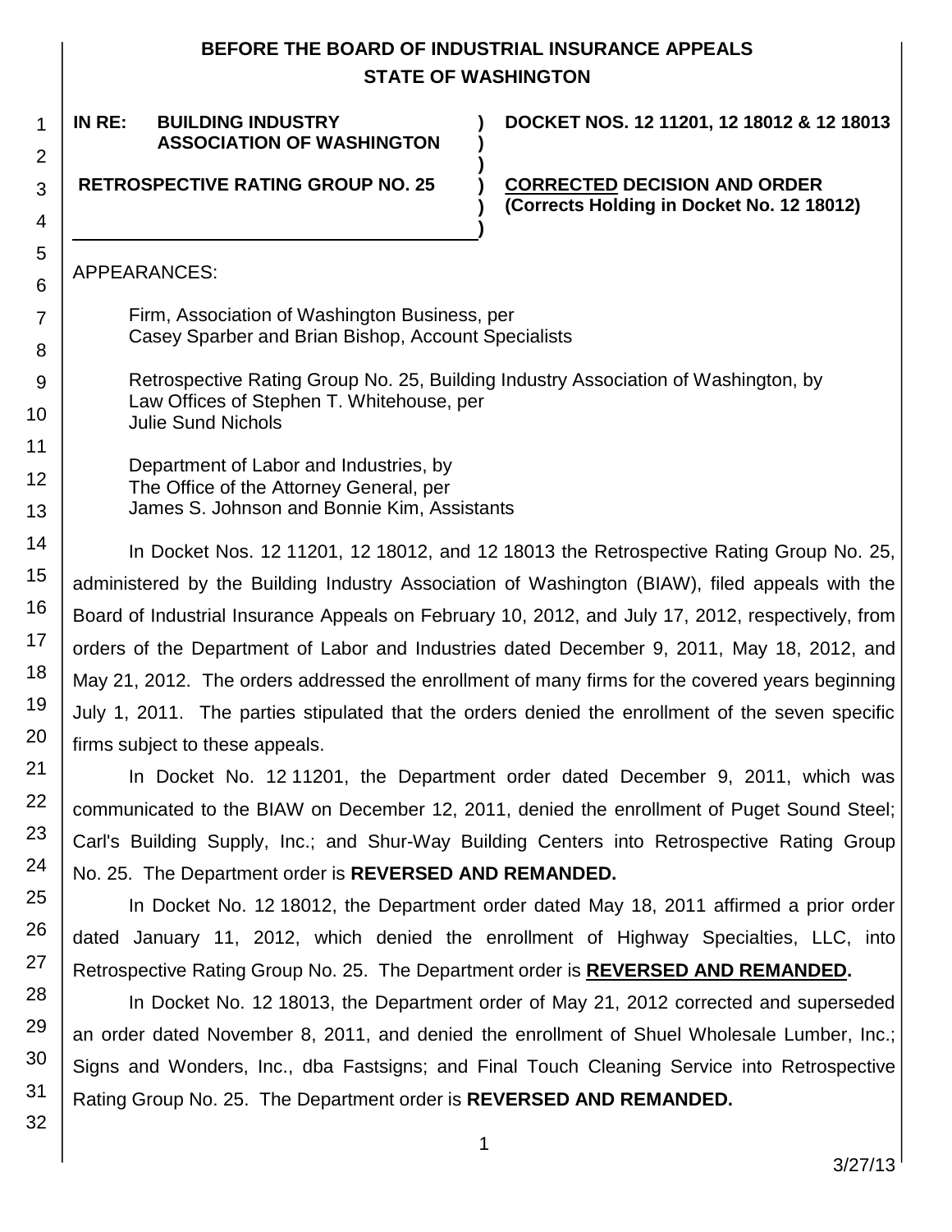**BEFORE THE BOARD OF INDUSTRIAL INSURANCE APPEALS**
**STATE OF WASHINGTON**

| | | |
|---|---|---|
| **IN RE: BUILDING INDUSTRY ASSOCIATION OF WASHINGTON** | **)** | **DOCKET NOS. 12 11201, 12 18012 & 12 18013** |
| **RETROSPECTIVE RATING GROUP NO. 25** | **)** | **<u>CORRECTED</u> DECISION AND ORDER (Corrects Holding in Docket No. 12 18012)** |

APPEARANCES:

Firm, Association of Washington Business, per
Casey Sparber and Brian Bishop, Account Specialists

Retrospective Rating Group No. 25, Building Industry Association of Washington, by
Law Offices of Stephen T. Whitehouse, per
Julie Sund Nichols

Department of Labor and Industries, by
The Office of the Attorney General, per
James S. Johnson and Bonnie Kim, Assistants

In Docket Nos. 12 11201, 12 18012, and 12 18013 the Retrospective Rating Group No. 25, administered by the Building Industry Association of Washington (BIAW), filed appeals with the Board of Industrial Insurance Appeals on February 10, 2012, and July 17, 2012, respectively, from orders of the Department of Labor and Industries dated December 9, 2011, May 18, 2012, and May 21, 2012. The orders addressed the enrollment of many firms for the covered years beginning July 1, 2011. The parties stipulated that the orders denied the enrollment of the seven specific firms subject to these appeals.

In Docket No. 12 11201, the Department order dated December 9, 2011, which was communicated to the BIAW on December 12, 2011, denied the enrollment of Puget Sound Steel; Carl's Building Supply, Inc.; and Shur-Way Building Centers into Retrospective Rating Group No. 25. The Department order is **REVERSED AND REMANDED.**

In Docket No. 12 18012, the Department order dated May 18, 2011 affirmed a prior order dated January 11, 2012, which denied the enrollment of Highway Specialties, LLC, into Retrospective Rating Group No. 25. The Department order is **<u>REVERSED AND REMANDED</u>.**

In Docket No. 12 18013, the Department order of May 21, 2012 corrected and superseded an order dated November 8, 2011, and denied the enrollment of Shuel Wholesale Lumber, Inc.; Signs and Wonders, Inc., dba Fastsigns; and Final Touch Cleaning Service into Retrospective Rating Group No. 25. The Department order is **REVERSED AND REMANDED.**

3/27/13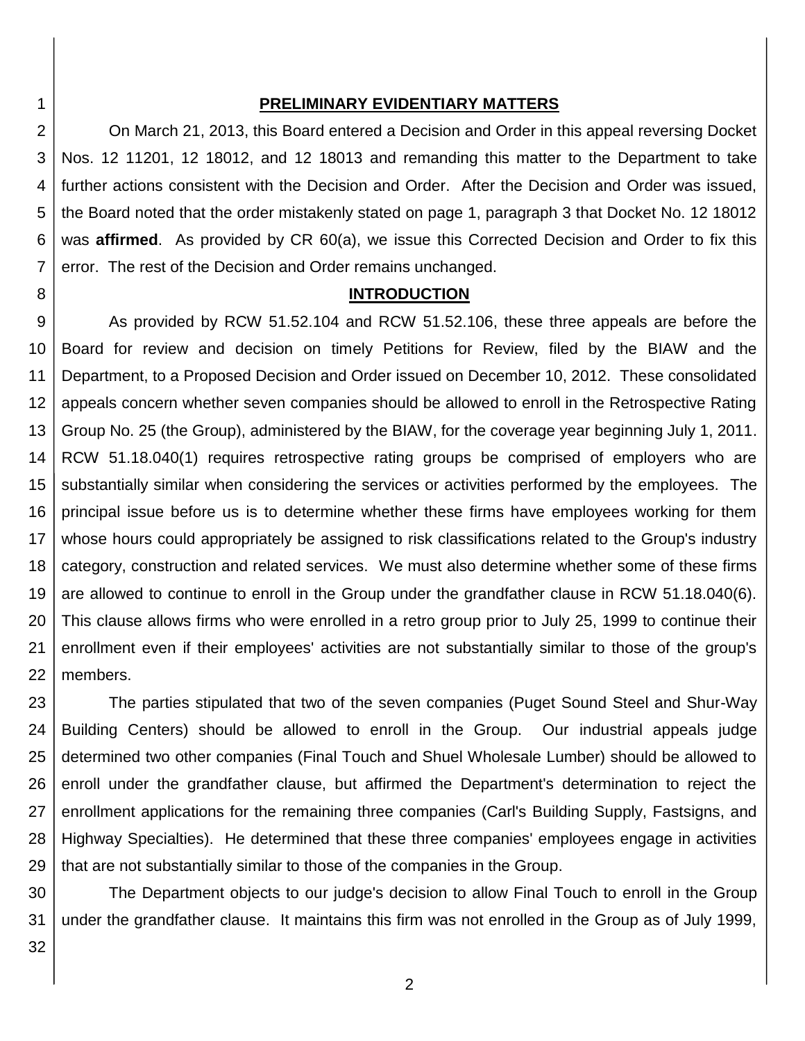## PRELIMINARY EVIDENTIARY MATTERS

On March 21, 2013, this Board entered a Decision and Order in this appeal reversing Docket Nos. 12 11201, 12 18012, and 12 18013 and remanding this matter to the Department to take further actions consistent with the Decision and Order. After the Decision and Order was issued, the Board noted that the order mistakenly stated on page 1, paragraph 3 that Docket No. 12 18012 was **affirmed**. As provided by CR 60(a), we issue this Corrected Decision and Order to fix this error. The rest of the Decision and Order remains unchanged.

## INTRODUCTION

As provided by RCW 51.52.104 and RCW 51.52.106, these three appeals are before the Board for review and decision on timely Petitions for Review, filed by the BIAW and the Department, to a Proposed Decision and Order issued on December 10, 2012. These consolidated appeals concern whether seven companies should be allowed to enroll in the Retrospective Rating Group No. 25 (the Group), administered by the BIAW, for the coverage year beginning July 1, 2011. RCW 51.18.040(1) requires retrospective rating groups be comprised of employers who are substantially similar when considering the services or activities performed by the employees. The principal issue before us is to determine whether these firms have employees working for them whose hours could appropriately be assigned to risk classifications related to the Group's industry category, construction and related services. We must also determine whether some of these firms are allowed to continue to enroll in the Group under the grandfather clause in RCW 51.18.040(6). This clause allows firms who were enrolled in a retro group prior to July 25, 1999 to continue their enrollment even if their employees' activities are not substantially similar to those of the group's members.

The parties stipulated that two of the seven companies (Puget Sound Steel and Shur-Way Building Centers) should be allowed to enroll in the Group. Our industrial appeals judge determined two other companies (Final Touch and Shuel Wholesale Lumber) should be allowed to enroll under the grandfather clause, but affirmed the Department's determination to reject the enrollment applications for the remaining three companies (Carl's Building Supply, Fastsigns, and Highway Specialties). He determined that these three companies' employees engage in activities that are not substantially similar to those of the companies in the Group.

The Department objects to our judge's decision to allow Final Touch to enroll in the Group under the grandfather clause. It maintains this firm was not enrolled in the Group as of July 1999,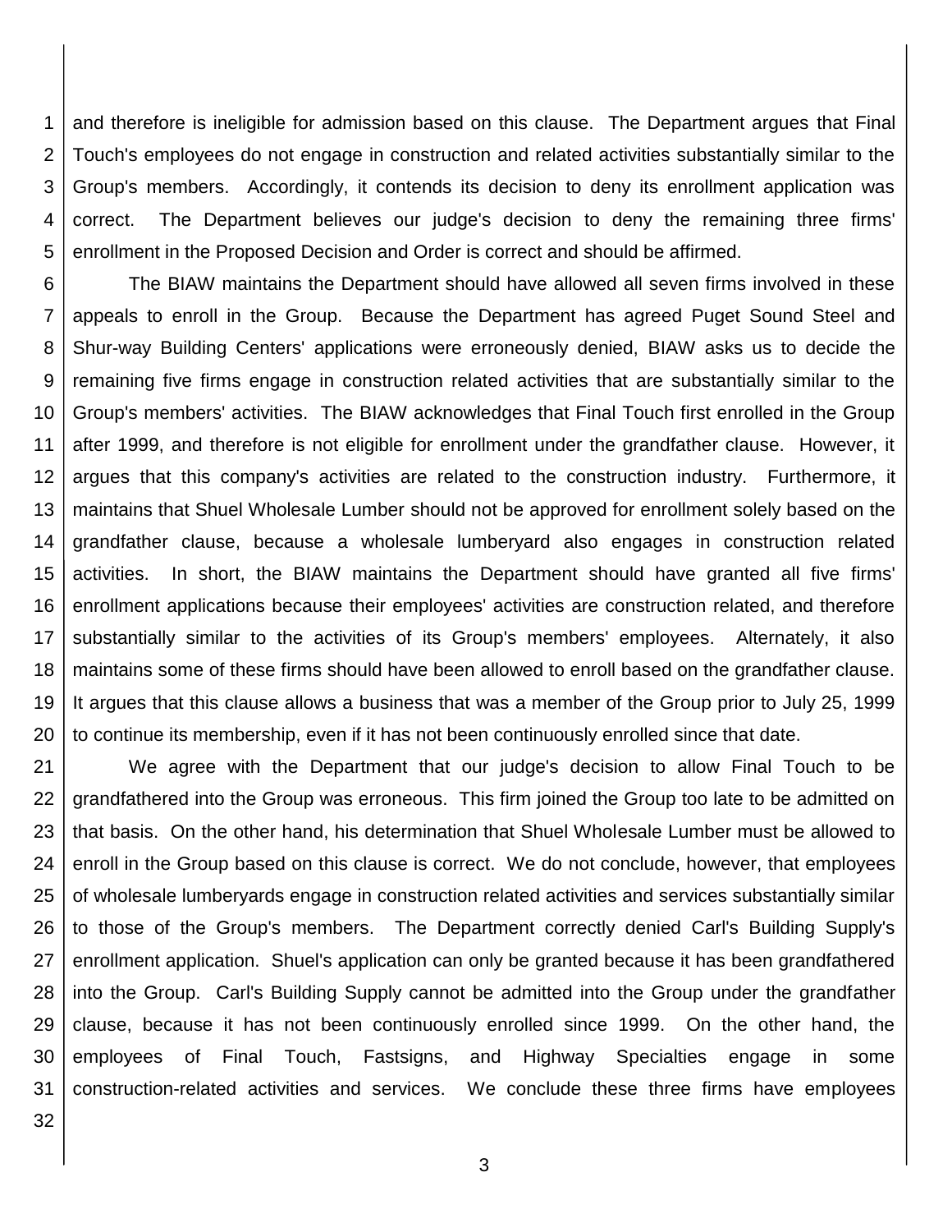and therefore is ineligible for admission based on this clause. The Department argues that Final Touch's employees do not engage in construction and related activities substantially similar to the Group's members. Accordingly, it contends its decision to deny its enrollment application was correct. The Department believes our judge's decision to deny the remaining three firms' enrollment in the Proposed Decision and Order is correct and should be affirmed.

The BIAW maintains the Department should have allowed all seven firms involved in these appeals to enroll in the Group. Because the Department has agreed Puget Sound Steel and Shur-way Building Centers' applications were erroneously denied, BIAW asks us to decide the remaining five firms engage in construction related activities that are substantially similar to the Group's members' activities. The BIAW acknowledges that Final Touch first enrolled in the Group after 1999, and therefore is not eligible for enrollment under the grandfather clause. However, it argues that this company's activities are related to the construction industry. Furthermore, it maintains that Shuel Wholesale Lumber should not be approved for enrollment solely based on the grandfather clause, because a wholesale lumberyard also engages in construction related activities. In short, the BIAW maintains the Department should have granted all five firms' enrollment applications because their employees' activities are construction related, and therefore substantially similar to the activities of its Group's members' employees. Alternately, it also maintains some of these firms should have been allowed to enroll based on the grandfather clause. It argues that this clause allows a business that was a member of the Group prior to July 25, 1999 to continue its membership, even if it has not been continuously enrolled since that date.

We agree with the Department that our judge's decision to allow Final Touch to be grandfathered into the Group was erroneous. This firm joined the Group too late to be admitted on that basis. On the other hand, his determination that Shuel Wholesale Lumber must be allowed to enroll in the Group based on this clause is correct. We do not conclude, however, that employees of wholesale lumberyards engage in construction related activities and services substantially similar to those of the Group's members. The Department correctly denied Carl's Building Supply's enrollment application. Shuel's application can only be granted because it has been grandfathered into the Group. Carl's Building Supply cannot be admitted into the Group under the grandfather clause, because it has not been continuously enrolled since 1999. On the other hand, the employees of Final Touch, Fastsigns, and Highway Specialties engage in some construction-related activities and services. We conclude these three firms have employees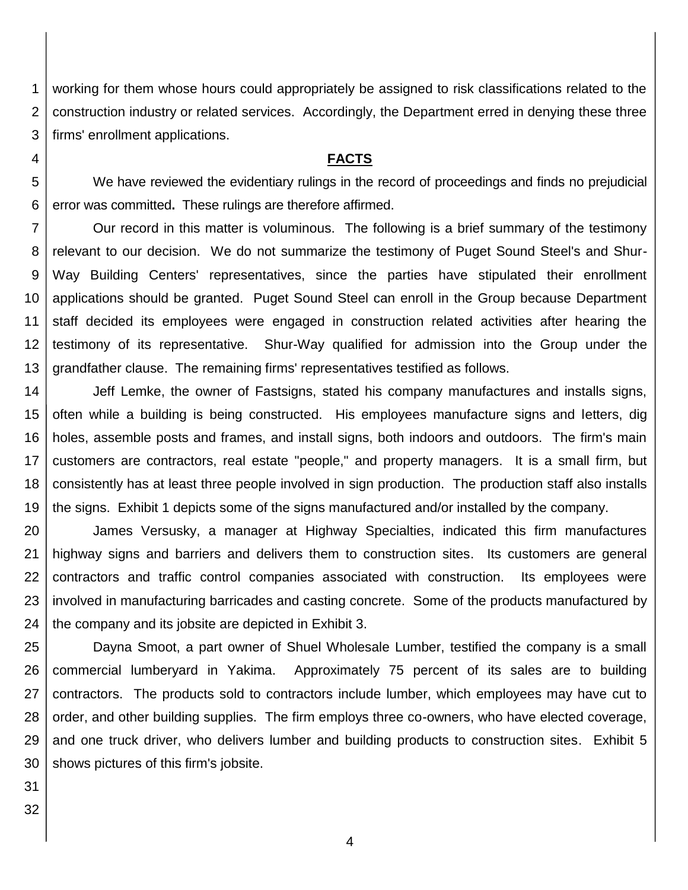working for them whose hours could appropriately be assigned to risk classifications related to the construction industry or related services. Accordingly, the Department erred in denying these three firms' enrollment applications.

## FACTS

We have reviewed the evidentiary rulings in the record of proceedings and finds no prejudicial error was committed**.** These rulings are therefore affirmed.

Our record in this matter is voluminous. The following is a brief summary of the testimony relevant to our decision. We do not summarize the testimony of Puget Sound Steel's and Shur-Way Building Centers' representatives, since the parties have stipulated their enrollment applications should be granted. Puget Sound Steel can enroll in the Group because Department staff decided its employees were engaged in construction related activities after hearing the testimony of its representative. Shur-Way qualified for admission into the Group under the grandfather clause. The remaining firms' representatives testified as follows.

Jeff Lemke, the owner of Fastsigns, stated his company manufactures and installs signs, often while a building is being constructed. His employees manufacture signs and letters, dig holes, assemble posts and frames, and install signs, both indoors and outdoors. The firm's main customers are contractors, real estate "people," and property managers. It is a small firm, but consistently has at least three people involved in sign production. The production staff also installs the signs. Exhibit 1 depicts some of the signs manufactured and/or installed by the company.

James Versusky, a manager at Highway Specialties, indicated this firm manufactures highway signs and barriers and delivers them to construction sites. Its customers are general contractors and traffic control companies associated with construction. Its employees were involved in manufacturing barricades and casting concrete. Some of the products manufactured by the company and its jobsite are depicted in Exhibit 3.

Dayna Smoot, a part owner of Shuel Wholesale Lumber, testified the company is a small commercial lumberyard in Yakima. Approximately 75 percent of its sales are to building contractors. The products sold to contractors include lumber, which employees may have cut to order, and other building supplies. The firm employs three co-owners, who have elected coverage, and one truck driver, who delivers lumber and building products to construction sites. Exhibit 5 shows pictures of this firm's jobsite.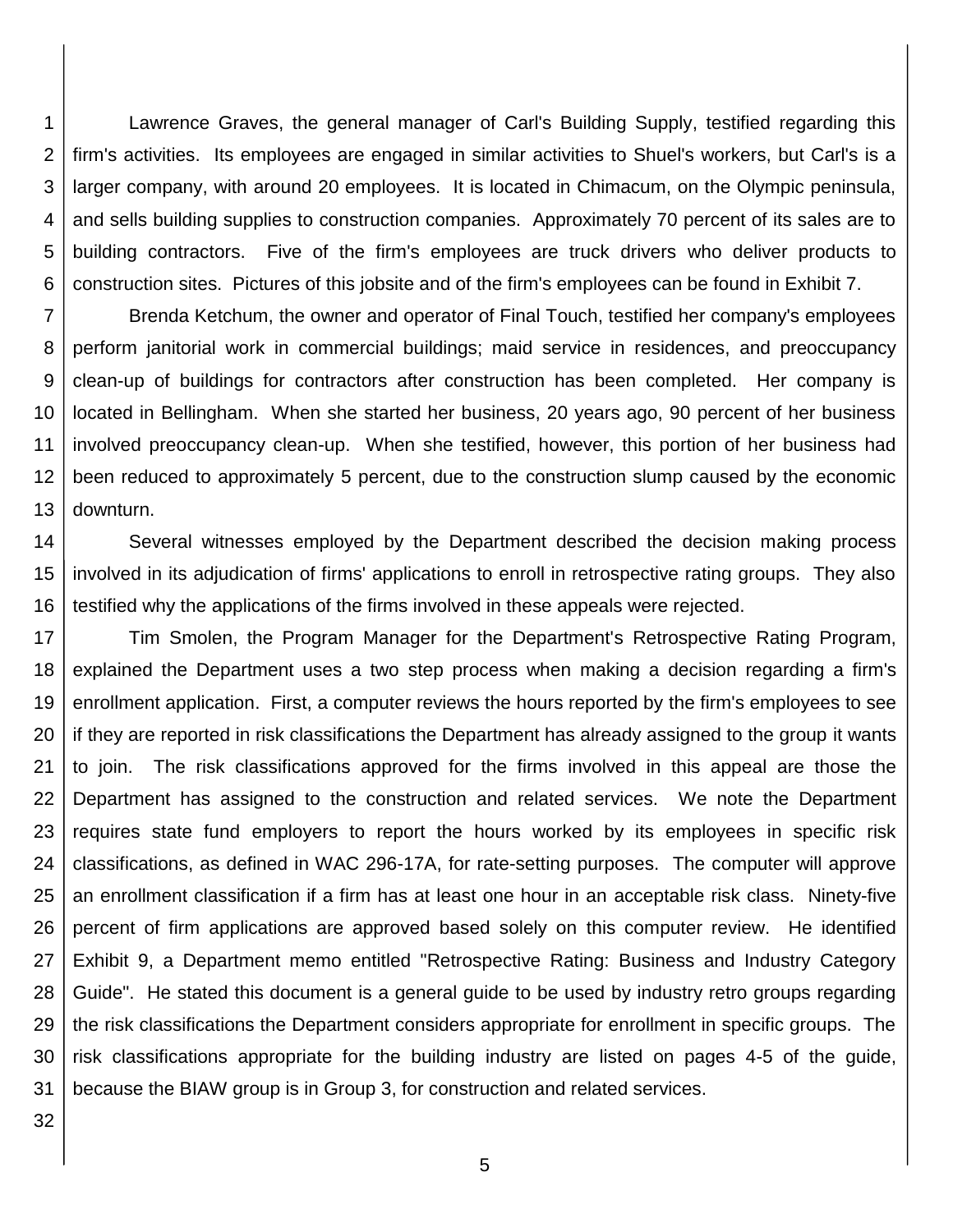Lawrence Graves, the general manager of Carl's Building Supply, testified regarding this firm's activities. Its employees are engaged in similar activities to Shuel's workers, but Carl's is a larger company, with around 20 employees. It is located in Chimacum, on the Olympic peninsula, and sells building supplies to construction companies. Approximately 70 percent of its sales are to building contractors. Five of the firm's employees are truck drivers who deliver products to construction sites. Pictures of this jobsite and of the firm's employees can be found in Exhibit 7.

Brenda Ketchum, the owner and operator of Final Touch, testified her company's employees perform janitorial work in commercial buildings; maid service in residences, and preoccupancy clean-up of buildings for contractors after construction has been completed. Her company is located in Bellingham. When she started her business, 20 years ago, 90 percent of her business involved preoccupancy clean-up. When she testified, however, this portion of her business had been reduced to approximately 5 percent, due to the construction slump caused by the economic downturn.

Several witnesses employed by the Department described the decision making process involved in its adjudication of firms' applications to enroll in retrospective rating groups. They also testified why the applications of the firms involved in these appeals were rejected.

Tim Smolen, the Program Manager for the Department's Retrospective Rating Program, explained the Department uses a two step process when making a decision regarding a firm's enrollment application. First, a computer reviews the hours reported by the firm's employees to see if they are reported in risk classifications the Department has already assigned to the group it wants to join. The risk classifications approved for the firms involved in this appeal are those the Department has assigned to the construction and related services. We note the Department requires state fund employers to report the hours worked by its employees in specific risk classifications, as defined in WAC 296-17A, for rate-setting purposes. The computer will approve an enrollment classification if a firm has at least one hour in an acceptable risk class. Ninety-five percent of firm applications are approved based solely on this computer review. He identified Exhibit 9, a Department memo entitled "Retrospective Rating: Business and Industry Category Guide". He stated this document is a general guide to be used by industry retro groups regarding the risk classifications the Department considers appropriate for enrollment in specific groups. The risk classifications appropriate for the building industry are listed on pages 4-5 of the guide, because the BIAW group is in Group 3, for construction and related services.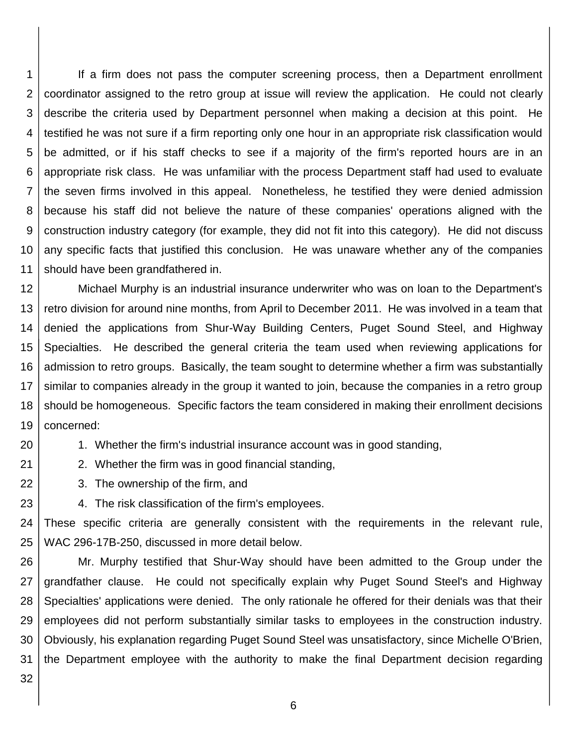If a firm does not pass the computer screening process, then a Department enrollment coordinator assigned to the retro group at issue will review the application. He could not clearly describe the criteria used by Department personnel when making a decision at this point. He testified he was not sure if a firm reporting only one hour in an appropriate risk classification would be admitted, or if his staff checks to see if a majority of the firm's reported hours are in an appropriate risk class. He was unfamiliar with the process Department staff had used to evaluate the seven firms involved in this appeal. Nonetheless, he testified they were denied admission because his staff did not believe the nature of these companies' operations aligned with the construction industry category (for example, they did not fit into this category). He did not discuss any specific facts that justified this conclusion. He was unaware whether any of the companies should have been grandfathered in.

Michael Murphy is an industrial insurance underwriter who was on loan to the Department's retro division for around nine months, from April to December 2011. He was involved in a team that denied the applications from Shur-Way Building Centers, Puget Sound Steel, and Highway Specialties. He described the general criteria the team used when reviewing applications for admission to retro groups. Basically, the team sought to determine whether a firm was substantially similar to companies already in the group it wanted to join, because the companies in a retro group should be homogeneous. Specific factors the team considered in making their enrollment decisions concerned:

1. Whether the firm's industrial insurance account was in good standing,
2. Whether the firm was in good financial standing,
3. The ownership of the firm, and
4. The risk classification of the firm's employees.

These specific criteria are generally consistent with the requirements in the relevant rule, WAC 296-17B-250, discussed in more detail below.

Mr. Murphy testified that Shur-Way should have been admitted to the Group under the grandfather clause. He could not specifically explain why Puget Sound Steel's and Highway Specialties' applications were denied. The only rationale he offered for their denials was that their employees did not perform substantially similar tasks to employees in the construction industry. Obviously, his explanation regarding Puget Sound Steel was unsatisfactory, since Michelle O'Brien, the Department employee with the authority to make the final Department decision regarding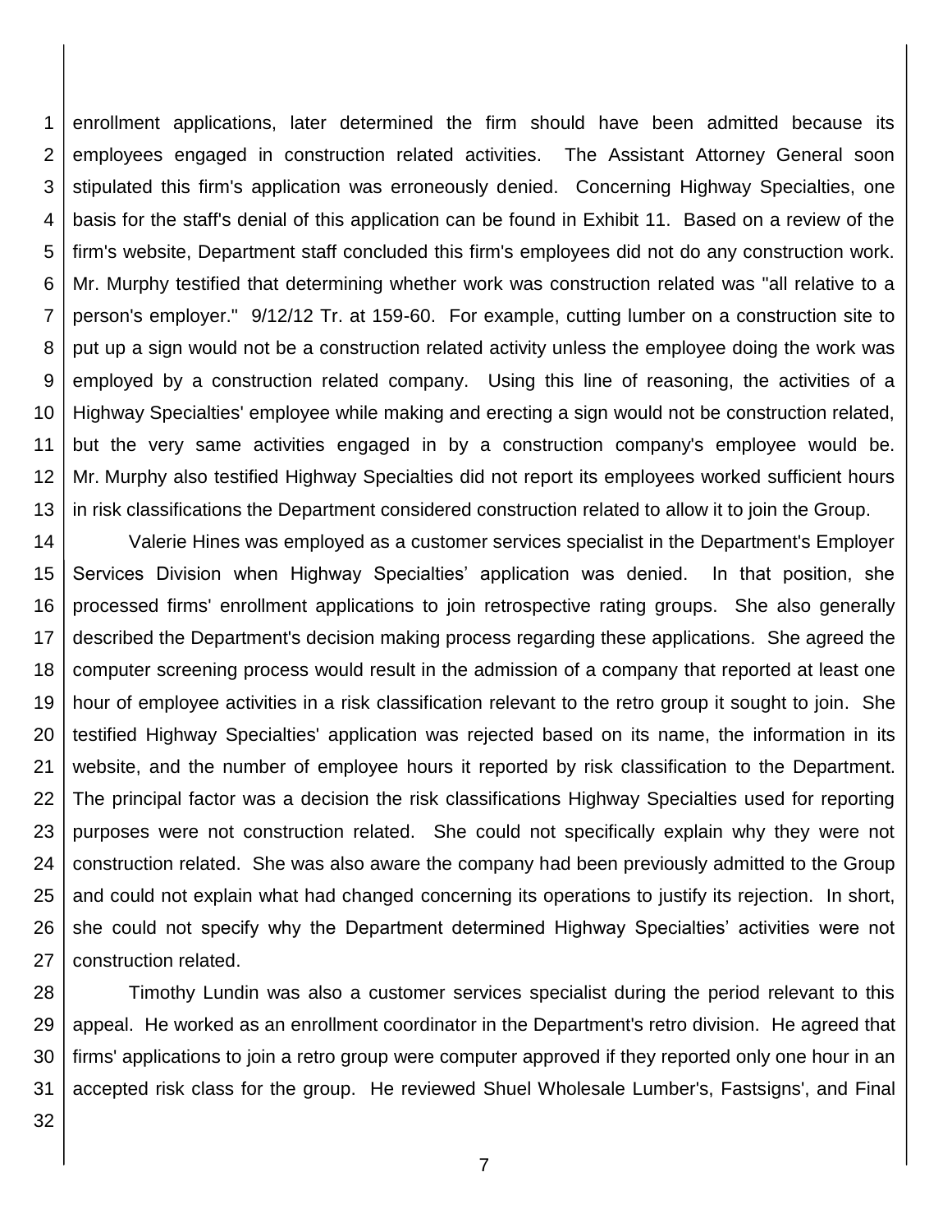enrollment applications, later determined the firm should have been admitted because its employees engaged in construction related activities. The Assistant Attorney General soon stipulated this firm's application was erroneously denied. Concerning Highway Specialties, one basis for the staff's denial of this application can be found in Exhibit 11. Based on a review of the firm's website, Department staff concluded this firm's employees did not do any construction work. Mr. Murphy testified that determining whether work was construction related was "all relative to a person's employer." 9/12/12 Tr. at 159-60. For example, cutting lumber on a construction site to put up a sign would not be a construction related activity unless the employee doing the work was employed by a construction related company. Using this line of reasoning, the activities of a Highway Specialties' employee while making and erecting a sign would not be construction related, but the very same activities engaged in by a construction company's employee would be. Mr. Murphy also testified Highway Specialties did not report its employees worked sufficient hours in risk classifications the Department considered construction related to allow it to join the Group.

Valerie Hines was employed as a customer services specialist in the Department's Employer Services Division when Highway Specialties' application was denied. In that position, she processed firms' enrollment applications to join retrospective rating groups. She also generally described the Department's decision making process regarding these applications. She agreed the computer screening process would result in the admission of a company that reported at least one hour of employee activities in a risk classification relevant to the retro group it sought to join. She testified Highway Specialties' application was rejected based on its name, the information in its website, and the number of employee hours it reported by risk classification to the Department. The principal factor was a decision the risk classifications Highway Specialties used for reporting purposes were not construction related. She could not specifically explain why they were not construction related. She was also aware the company had been previously admitted to the Group and could not explain what had changed concerning its operations to justify its rejection. In short, she could not specify why the Department determined Highway Specialties' activities were not construction related.

Timothy Lundin was also a customer services specialist during the period relevant to this appeal. He worked as an enrollment coordinator in the Department's retro division. He agreed that firms' applications to join a retro group were computer approved if they reported only one hour in an accepted risk class for the group. He reviewed Shuel Wholesale Lumber's, Fastsigns', and Final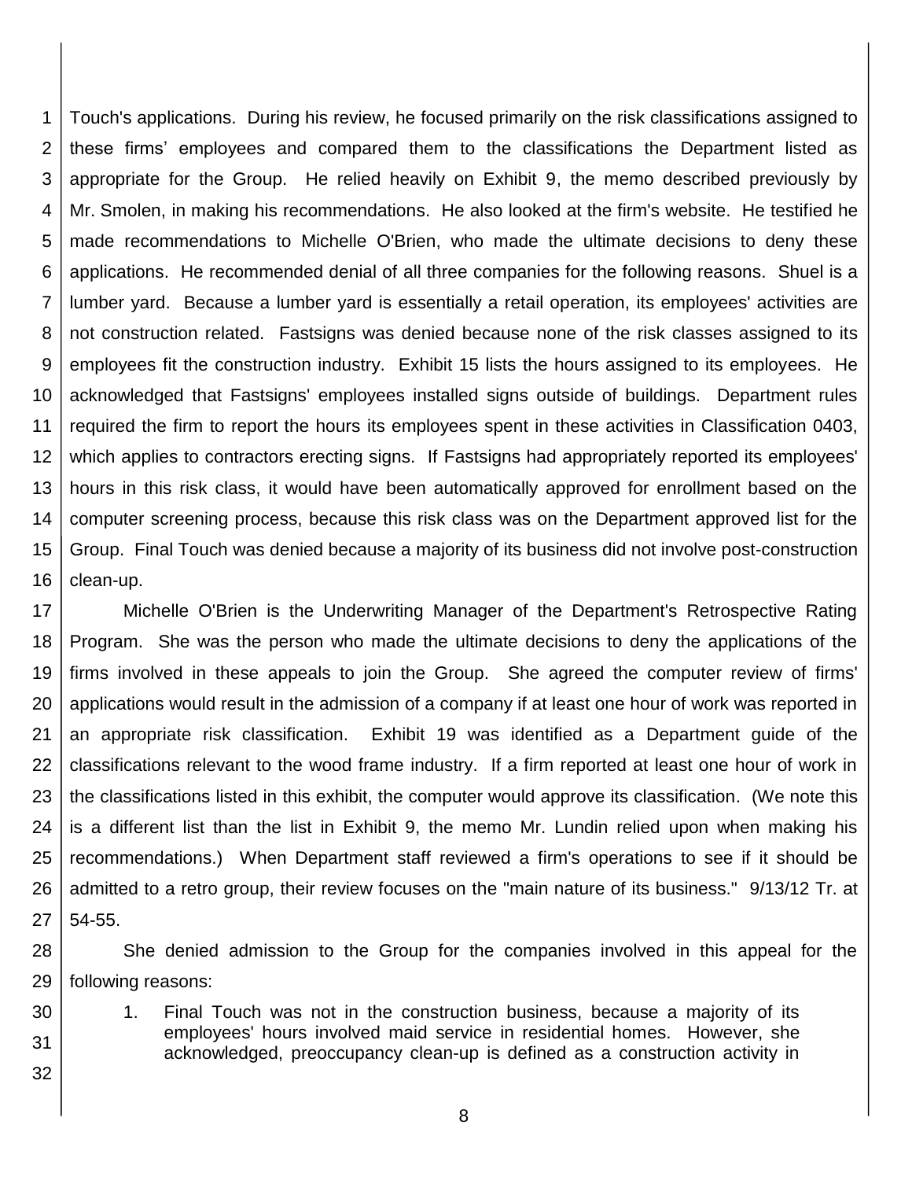Touch's applications. During his review, he focused primarily on the risk classifications assigned to these firms' employees and compared them to the classifications the Department listed as appropriate for the Group. He relied heavily on Exhibit 9, the memo described previously by Mr. Smolen, in making his recommendations. He also looked at the firm's website. He testified he made recommendations to Michelle O'Brien, who made the ultimate decisions to deny these applications. He recommended denial of all three companies for the following reasons. Shuel is a lumber yard. Because a lumber yard is essentially a retail operation, its employees' activities are not construction related. Fastsigns was denied because none of the risk classes assigned to its employees fit the construction industry. Exhibit 15 lists the hours assigned to its employees. He acknowledged that Fastsigns' employees installed signs outside of buildings. Department rules required the firm to report the hours its employees spent in these activities in Classification 0403, which applies to contractors erecting signs. If Fastsigns had appropriately reported its employees' hours in this risk class, it would have been automatically approved for enrollment based on the computer screening process, because this risk class was on the Department approved list for the Group. Final Touch was denied because a majority of its business did not involve post-construction clean-up.

Michelle O'Brien is the Underwriting Manager of the Department's Retrospective Rating Program. She was the person who made the ultimate decisions to deny the applications of the firms involved in these appeals to join the Group. She agreed the computer review of firms' applications would result in the admission of a company if at least one hour of work was reported in an appropriate risk classification. Exhibit 19 was identified as a Department guide of the classifications relevant to the wood frame industry. If a firm reported at least one hour of work in the classifications listed in this exhibit, the computer would approve its classification. (We note this is a different list than the list in Exhibit 9, the memo Mr. Lundin relied upon when making his recommendations.) When Department staff reviewed a firm's operations to see if it should be admitted to a retro group, their review focuses on the "main nature of its business." 9/13/12 Tr. at 54-55.

She denied admission to the Group for the companies involved in this appeal for the following reasons:

1. Final Touch was not in the construction business, because a majority of its employees' hours involved maid service in residential homes. However, she acknowledged, preoccupancy clean-up is defined as a construction activity in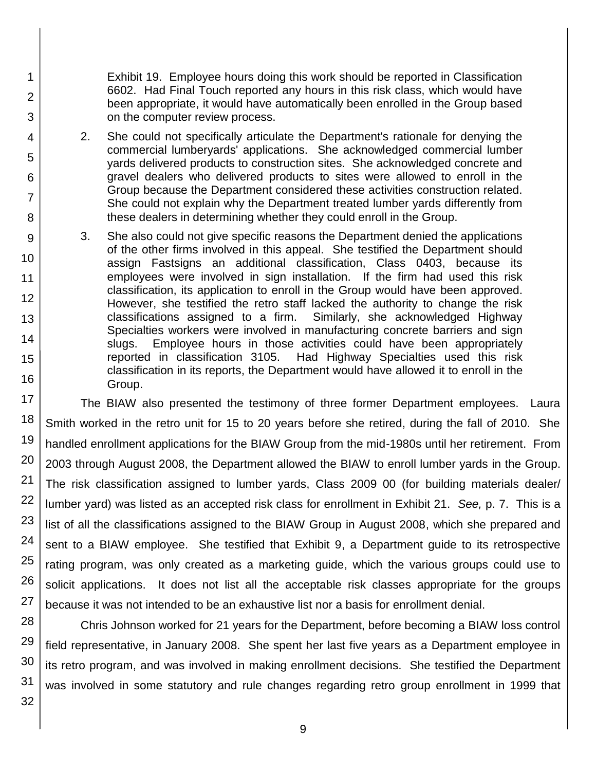Exhibit 19. Employee hours doing this work should be reported in Classification 6602. Had Final Touch reported any hours in this risk class, which would have been appropriate, it would have automatically been enrolled in the Group based on the computer review process.

2. She could not specifically articulate the Department's rationale for denying the commercial lumberyards' applications. She acknowledged commercial lumber yards delivered products to construction sites. She acknowledged concrete and gravel dealers who delivered products to sites were allowed to enroll in the Group because the Department considered these activities construction related. She could not explain why the Department treated lumber yards differently from these dealers in determining whether they could enroll in the Group.

3. She also could not give specific reasons the Department denied the applications of the other firms involved in this appeal. She testified the Department should assign Fastsigns an additional classification, Class 0403, because its employees were involved in sign installation. If the firm had used this risk classification, its application to enroll in the Group would have been approved. However, she testified the retro staff lacked the authority to change the risk classifications assigned to a firm. Similarly, she acknowledged Highway Specialties workers were involved in manufacturing concrete barriers and sign slugs. Employee hours in those activities could have been appropriately reported in classification 3105. Had Highway Specialties used this risk classification in its reports, the Department would have allowed it to enroll in the Group.

The BIAW also presented the testimony of three former Department employees. Laura Smith worked in the retro unit for 15 to 20 years before she retired, during the fall of 2010. She handled enrollment applications for the BIAW Group from the mid-1980s until her retirement. From 2003 through August 2008, the Department allowed the BIAW to enroll lumber yards in the Group. The risk classification assigned to lumber yards, Class 2009 00 (for building materials dealer/ lumber yard) was listed as an accepted risk class for enrollment in Exhibit 21. *See,* p. 7. This is a list of all the classifications assigned to the BIAW Group in August 2008, which she prepared and sent to a BIAW employee. She testified that Exhibit 9, a Department guide to its retrospective rating program, was only created as a marketing guide, which the various groups could use to solicit applications. It does not list all the acceptable risk classes appropriate for the groups because it was not intended to be an exhaustive list nor a basis for enrollment denial.

Chris Johnson worked for 21 years for the Department, before becoming a BIAW loss control field representative, in January 2008. She spent her last five years as a Department employee in its retro program, and was involved in making enrollment decisions. She testified the Department was involved in some statutory and rule changes regarding retro group enrollment in 1999 that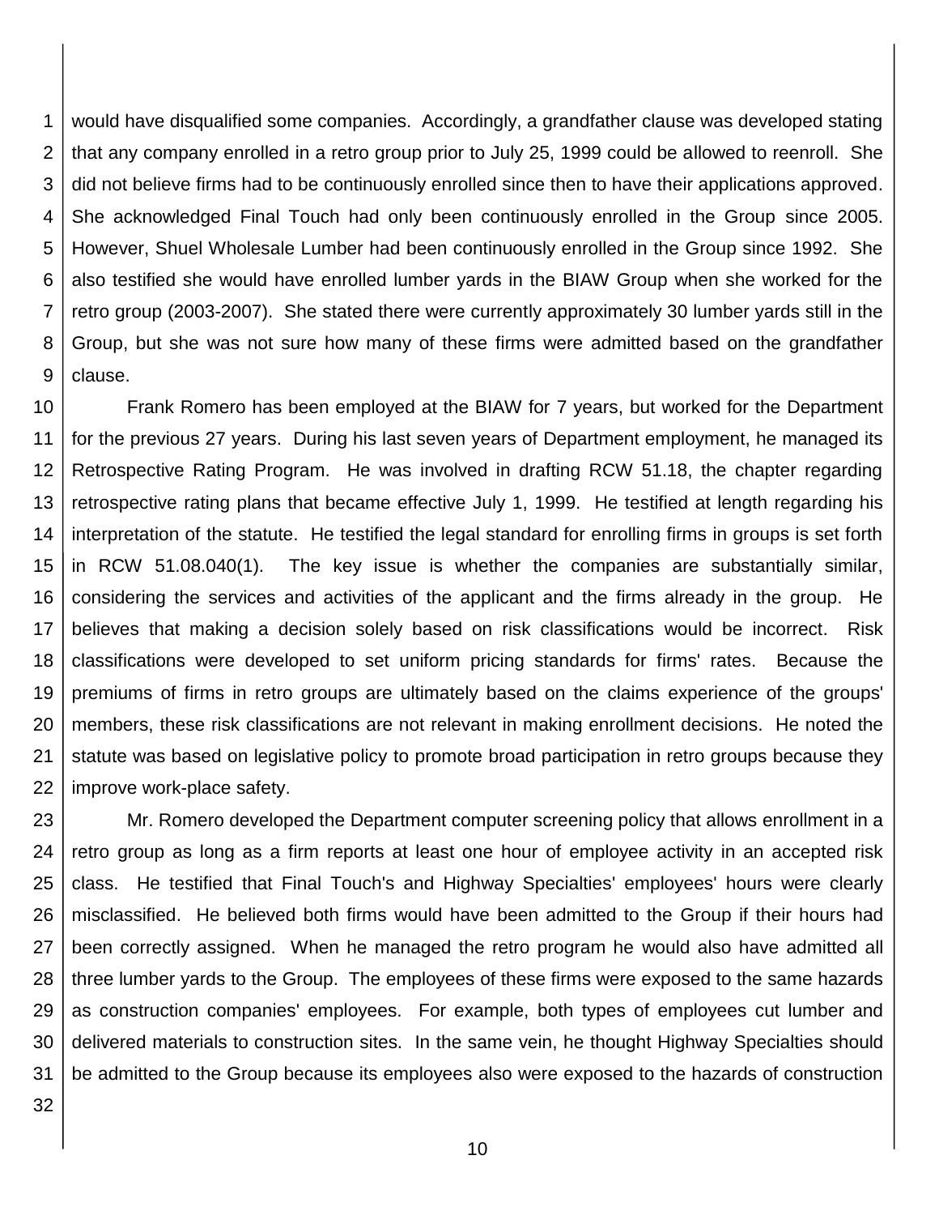would have disqualified some companies. Accordingly, a grandfather clause was developed stating that any company enrolled in a retro group prior to July 25, 1999 could be allowed to reenroll. She did not believe firms had to be continuously enrolled since then to have their applications approved. She acknowledged Final Touch had only been continuously enrolled in the Group since 2005. However, Shuel Wholesale Lumber had been continuously enrolled in the Group since 1992. She also testified she would have enrolled lumber yards in the BIAW Group when she worked for the retro group (2003-2007). She stated there were currently approximately 30 lumber yards still in the Group, but she was not sure how many of these firms were admitted based on the grandfather clause.

Frank Romero has been employed at the BIAW for 7 years, but worked for the Department for the previous 27 years. During his last seven years of Department employment, he managed its Retrospective Rating Program. He was involved in drafting RCW 51.18, the chapter regarding retrospective rating plans that became effective July 1, 1999. He testified at length regarding his interpretation of the statute. He testified the legal standard for enrolling firms in groups is set forth in RCW 51.08.040(1). The key issue is whether the companies are substantially similar, considering the services and activities of the applicant and the firms already in the group. He believes that making a decision solely based on risk classifications would be incorrect. Risk classifications were developed to set uniform pricing standards for firms' rates. Because the premiums of firms in retro groups are ultimately based on the claims experience of the groups' members, these risk classifications are not relevant in making enrollment decisions. He noted the statute was based on legislative policy to promote broad participation in retro groups because they improve work-place safety.

Mr. Romero developed the Department computer screening policy that allows enrollment in a retro group as long as a firm reports at least one hour of employee activity in an accepted risk class. He testified that Final Touch's and Highway Specialties' employees' hours were clearly misclassified. He believed both firms would have been admitted to the Group if their hours had been correctly assigned. When he managed the retro program he would also have admitted all three lumber yards to the Group. The employees of these firms were exposed to the same hazards as construction companies' employees. For example, both types of employees cut lumber and delivered materials to construction sites. In the same vein, he thought Highway Specialties should be admitted to the Group because its employees also were exposed to the hazards of construction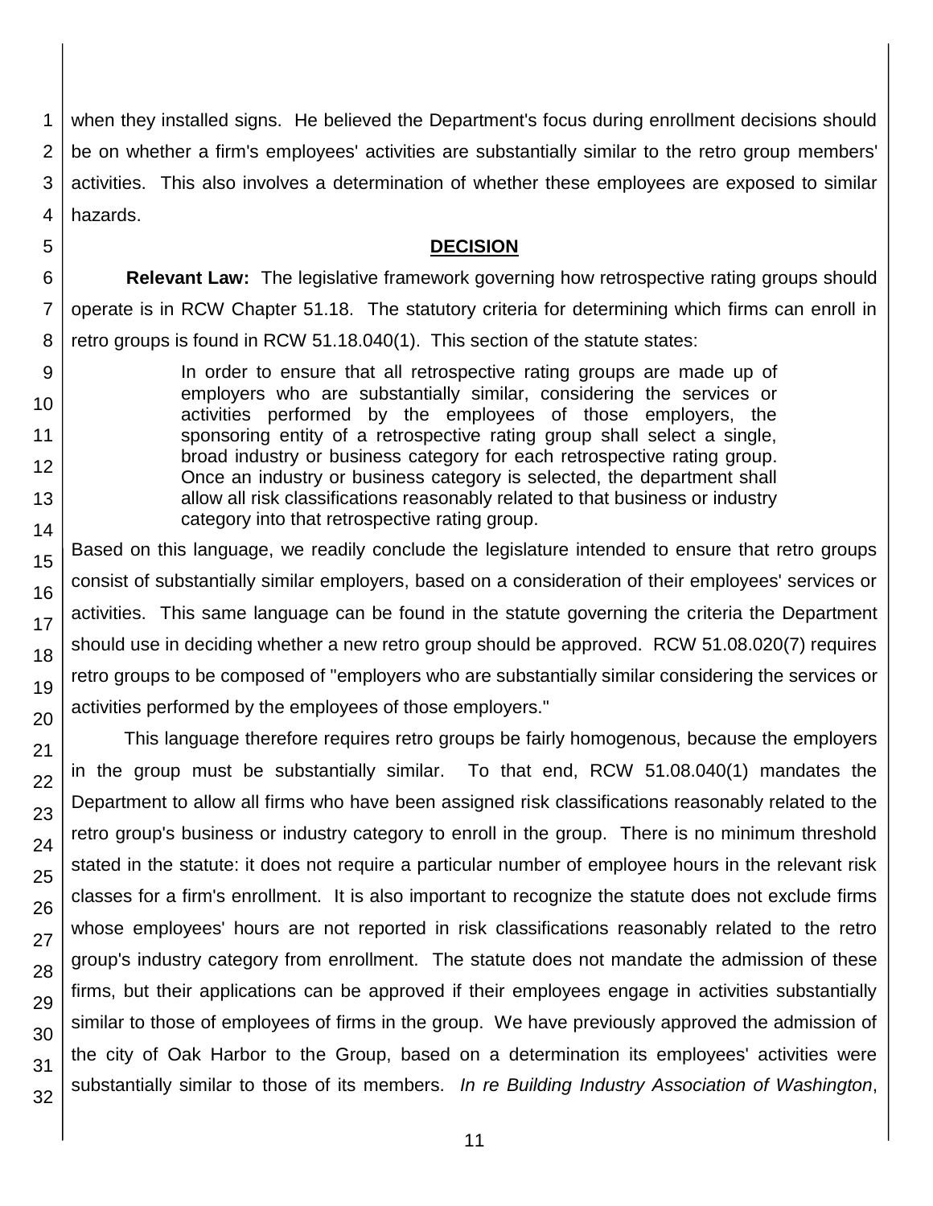when they installed signs. He believed the Department's focus during enrollment decisions should be on whether a firm's employees' activities are substantially similar to the retro group members' activities. This also involves a determination of whether these employees are exposed to similar hazards.

## DECISION

**Relevant Law:** The legislative framework governing how retrospective rating groups should operate is in RCW Chapter 51.18. The statutory criteria for determining which firms can enroll in retro groups is found in RCW 51.18.040(1). This section of the statute states:

> In order to ensure that all retrospective rating groups are made up of employers who are substantially similar, considering the services or activities performed by the employees of those employers, the sponsoring entity of a retrospective rating group shall select a single, broad industry or business category for each retrospective rating group. Once an industry or business category is selected, the department shall allow all risk classifications reasonably related to that business or industry category into that retrospective rating group.

Based on this language, we readily conclude the legislature intended to ensure that retro groups consist of substantially similar employers, based on a consideration of their employees' services or activities. This same language can be found in the statute governing the criteria the Department should use in deciding whether a new retro group should be approved. RCW 51.08.020(7) requires retro groups to be composed of "employers who are substantially similar considering the services or activities performed by the employees of those employers."

This language therefore requires retro groups be fairly homogenous, because the employers in the group must be substantially similar. To that end, RCW 51.08.040(1) mandates the Department to allow all firms who have been assigned risk classifications reasonably related to the retro group's business or industry category to enroll in the group. There is no minimum threshold stated in the statute: it does not require a particular number of employee hours in the relevant risk classes for a firm's enrollment. It is also important to recognize the statute does not exclude firms whose employees' hours are not reported in risk classifications reasonably related to the retro group's industry category from enrollment. The statute does not mandate the admission of these firms, but their applications can be approved if their employees engage in activities substantially similar to those of employees of firms in the group. We have previously approved the admission of the city of Oak Harbor to the Group, based on a determination its employees' activities were substantially similar to those of its members. *In re Building Industry Association of Washington*,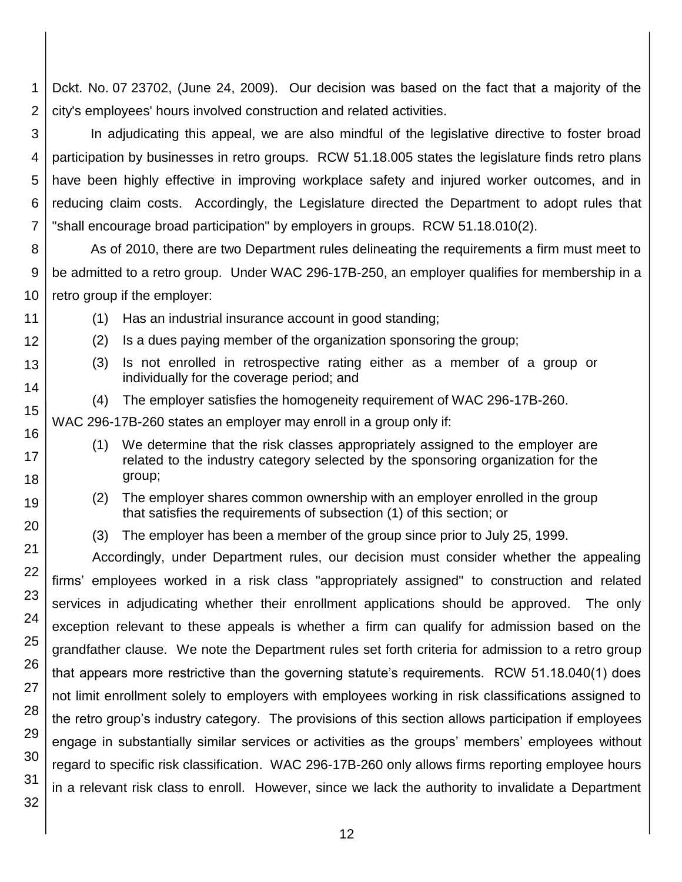Dckt. No. 07 23702, (June 24, 2009). Our decision was based on the fact that a majority of the city's employees' hours involved construction and related activities.

In adjudicating this appeal, we are also mindful of the legislative directive to foster broad participation by businesses in retro groups. RCW 51.18.005 states the legislature finds retro plans have been highly effective in improving workplace safety and injured worker outcomes, and in reducing claim costs. Accordingly, the Legislature directed the Department to adopt rules that "shall encourage broad participation" by employers in groups. RCW 51.18.010(2).

As of 2010, there are two Department rules delineating the requirements a firm must meet to be admitted to a retro group. Under WAC 296-17B-250, an employer qualifies for membership in a retro group if the employer:

> (1) Has an industrial insurance account in good standing;
>
> (2) Is a dues paying member of the organization sponsoring the group;
>
> (3) Is not enrolled in retrospective rating either as a member of a group or individually for the coverage period; and
>
> (4) The employer satisfies the homogeneity requirement of WAC 296-17B-260.

WAC 296-17B-260 states an employer may enroll in a group only if:

> (1) We determine that the risk classes appropriately assigned to the employer are related to the industry category selected by the sponsoring organization for the group;
>
> (2) The employer shares common ownership with an employer enrolled in the group that satisfies the requirements of subsection (1) of this section; or
>
> (3) The employer has been a member of the group since prior to July 25, 1999.

Accordingly, under Department rules, our decision must consider whether the appealing firms' employees worked in a risk class "appropriately assigned" to construction and related services in adjudicating whether their enrollment applications should be approved. The only exception relevant to these appeals is whether a firm can qualify for admission based on the grandfather clause. We note the Department rules set forth criteria for admission to a retro group that appears more restrictive than the governing statute's requirements. RCW 51.18.040(1) does not limit enrollment solely to employers with employees working in risk classifications assigned to the retro group's industry category. The provisions of this section allows participation if employees engage in substantially similar services or activities as the groups' members' employees without regard to specific risk classification. WAC 296-17B-260 only allows firms reporting employee hours in a relevant risk class to enroll. However, since we lack the authority to invalidate a Department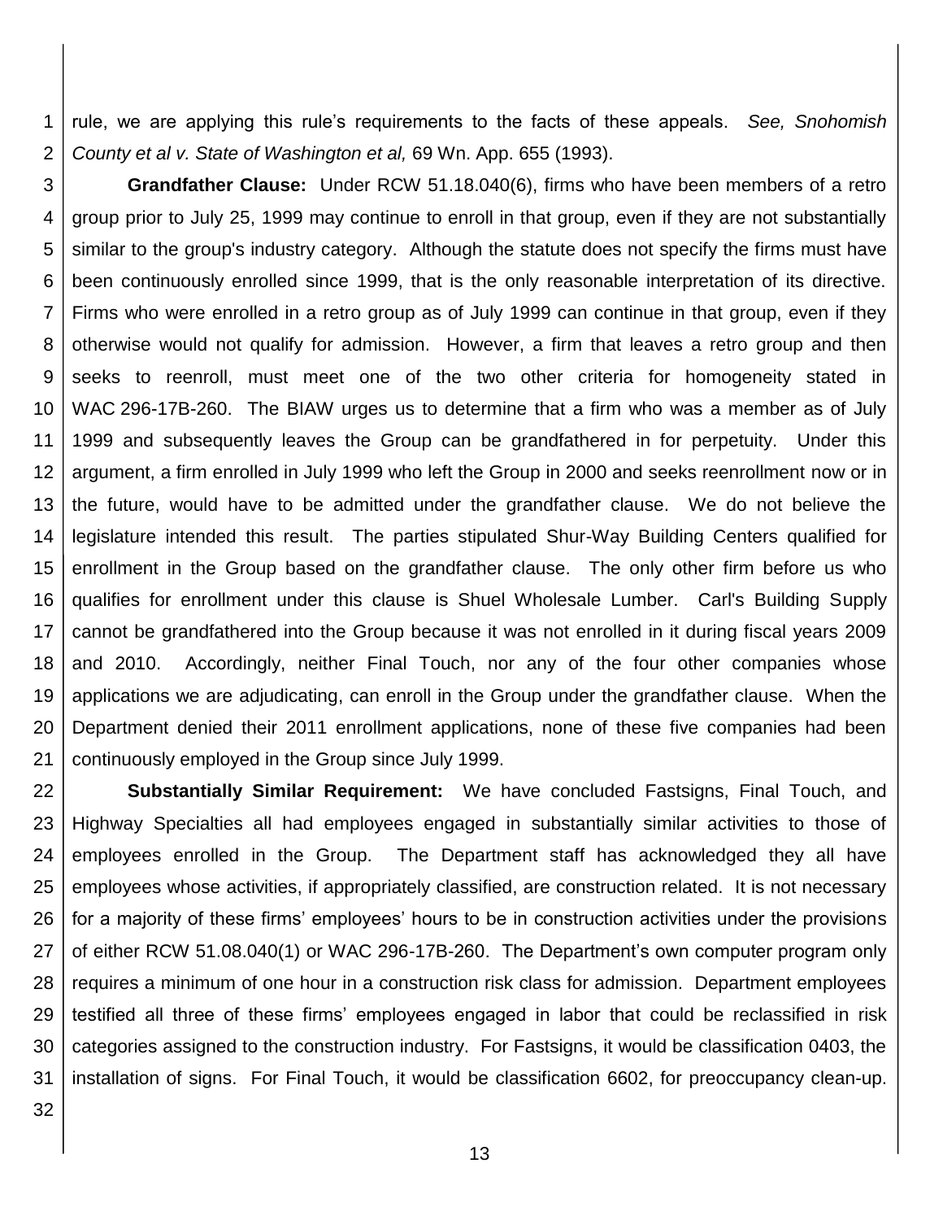rule, we are applying this rule's requirements to the facts of these appeals. *See, Snohomish County et al v. State of Washington et al,* 69 Wn. App. 655 (1993).

**Grandfather Clause:** Under RCW 51.18.040(6), firms who have been members of a retro group prior to July 25, 1999 may continue to enroll in that group, even if they are not substantially similar to the group's industry category. Although the statute does not specify the firms must have been continuously enrolled since 1999, that is the only reasonable interpretation of its directive. Firms who were enrolled in a retro group as of July 1999 can continue in that group, even if they otherwise would not qualify for admission. However, a firm that leaves a retro group and then seeks to reenroll, must meet one of the two other criteria for homogeneity stated in WAC 296-17B-260. The BIAW urges us to determine that a firm who was a member as of July 1999 and subsequently leaves the Group can be grandfathered in for perpetuity. Under this argument, a firm enrolled in July 1999 who left the Group in 2000 and seeks reenrollment now or in the future, would have to be admitted under the grandfather clause. We do not believe the legislature intended this result. The parties stipulated Shur-Way Building Centers qualified for enrollment in the Group based on the grandfather clause. The only other firm before us who qualifies for enrollment under this clause is Shuel Wholesale Lumber. Carl's Building Supply cannot be grandfathered into the Group because it was not enrolled in it during fiscal years 2009 and 2010. Accordingly, neither Final Touch, nor any of the four other companies whose applications we are adjudicating, can enroll in the Group under the grandfather clause. When the Department denied their 2011 enrollment applications, none of these five companies had been continuously employed in the Group since July 1999.

**Substantially Similar Requirement:** We have concluded Fastsigns, Final Touch, and Highway Specialties all had employees engaged in substantially similar activities to those of employees enrolled in the Group. The Department staff has acknowledged they all have employees whose activities, if appropriately classified, are construction related. It is not necessary for a majority of these firms' employees' hours to be in construction activities under the provisions of either RCW 51.08.040(1) or WAC 296-17B-260. The Department's own computer program only requires a minimum of one hour in a construction risk class for admission. Department employees testified all three of these firms' employees engaged in labor that could be reclassified in risk categories assigned to the construction industry. For Fastsigns, it would be classification 0403, the installation of signs. For Final Touch, it would be classification 6602, for preoccupancy clean-up.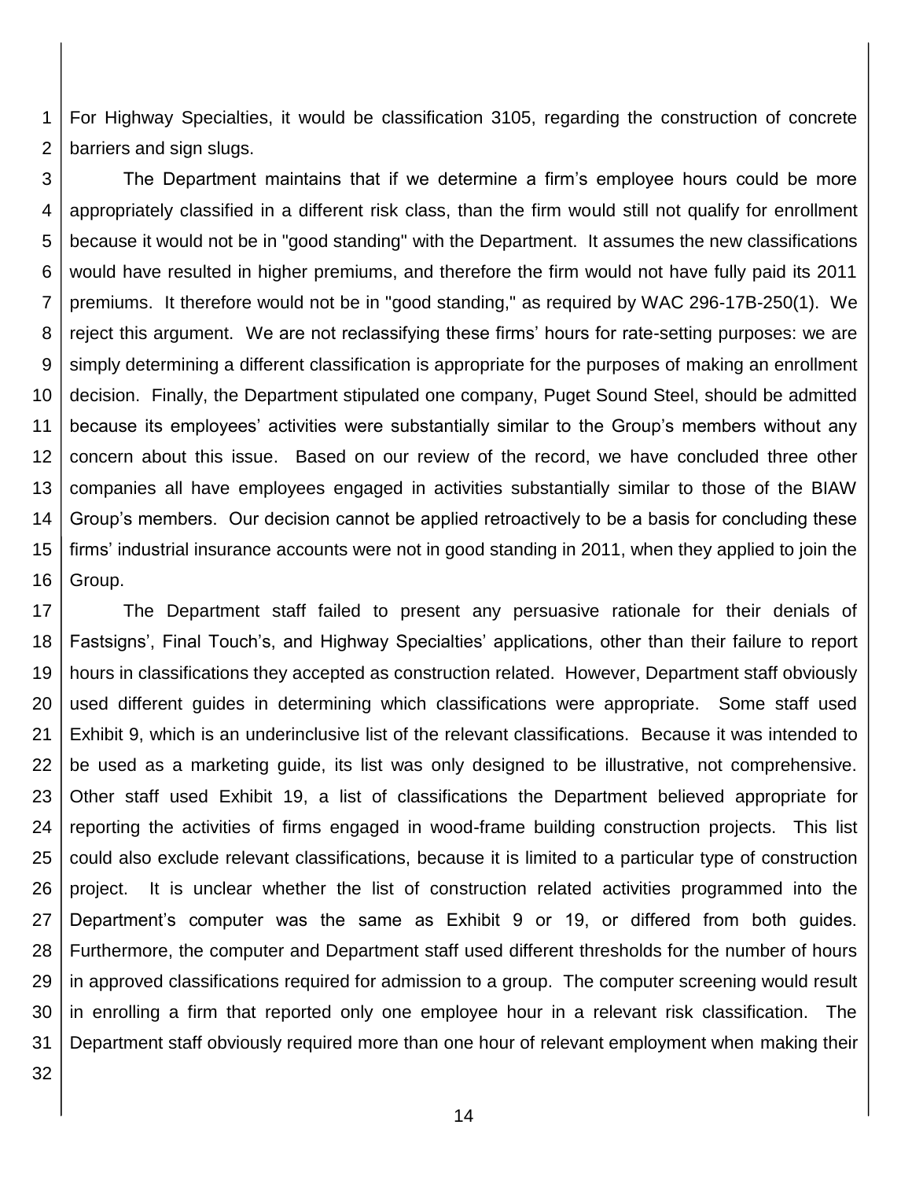For Highway Specialties, it would be classification 3105, regarding the construction of concrete barriers and sign slugs.

The Department maintains that if we determine a firm's employee hours could be more appropriately classified in a different risk class, than the firm would still not qualify for enrollment because it would not be in "good standing" with the Department. It assumes the new classifications would have resulted in higher premiums, and therefore the firm would not have fully paid its 2011 premiums. It therefore would not be in "good standing," as required by WAC 296-17B-250(1). We reject this argument. We are not reclassifying these firms' hours for rate-setting purposes: we are simply determining a different classification is appropriate for the purposes of making an enrollment decision. Finally, the Department stipulated one company, Puget Sound Steel, should be admitted because its employees' activities were substantially similar to the Group's members without any concern about this issue. Based on our review of the record, we have concluded three other companies all have employees engaged in activities substantially similar to those of the BIAW Group's members. Our decision cannot be applied retroactively to be a basis for concluding these firms' industrial insurance accounts were not in good standing in 2011, when they applied to join the Group.

The Department staff failed to present any persuasive rationale for their denials of Fastsigns', Final Touch's, and Highway Specialties' applications, other than their failure to report hours in classifications they accepted as construction related. However, Department staff obviously used different guides in determining which classifications were appropriate. Some staff used Exhibit 9, which is an underinclusive list of the relevant classifications. Because it was intended to be used as a marketing guide, its list was only designed to be illustrative, not comprehensive. Other staff used Exhibit 19, a list of classifications the Department believed appropriate for reporting the activities of firms engaged in wood-frame building construction projects. This list could also exclude relevant classifications, because it is limited to a particular type of construction project. It is unclear whether the list of construction related activities programmed into the Department's computer was the same as Exhibit 9 or 19, or differed from both guides. Furthermore, the computer and Department staff used different thresholds for the number of hours in approved classifications required for admission to a group. The computer screening would result in enrolling a firm that reported only one employee hour in a relevant risk classification. The Department staff obviously required more than one hour of relevant employment when making their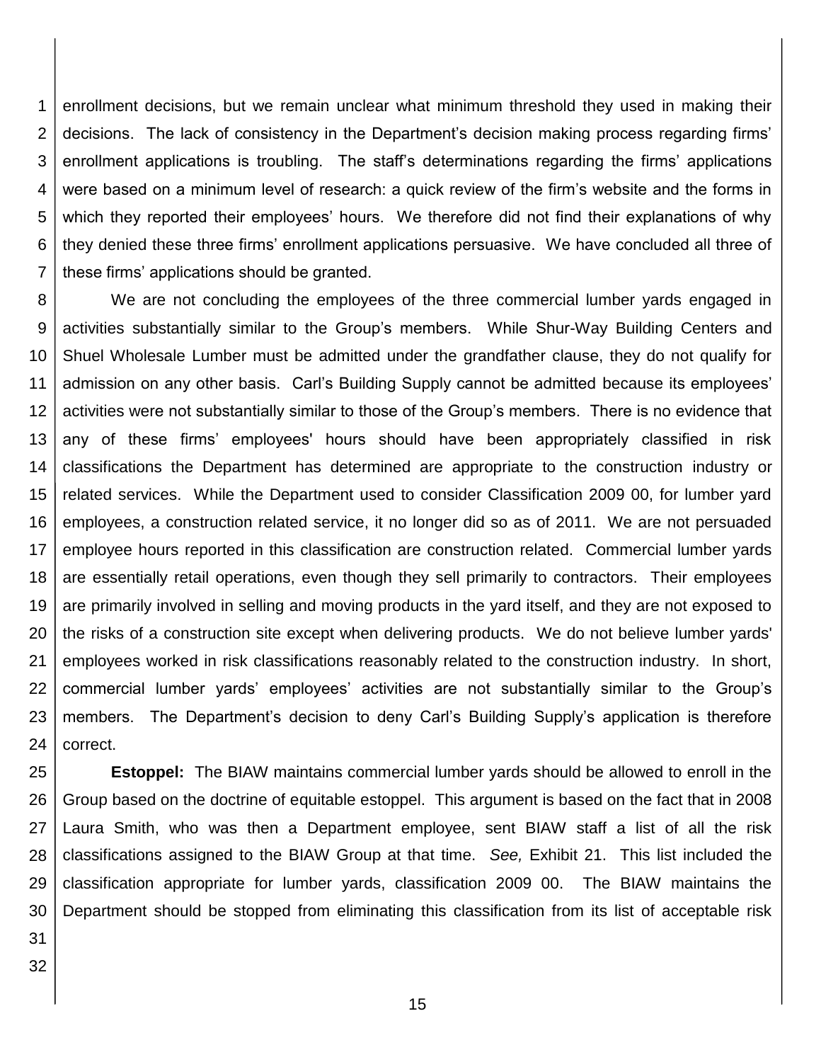enrollment decisions, but we remain unclear what minimum threshold they used in making their decisions. The lack of consistency in the Department's decision making process regarding firms' enrollment applications is troubling. The staff's determinations regarding the firms' applications were based on a minimum level of research: a quick review of the firm's website and the forms in which they reported their employees' hours. We therefore did not find their explanations of why they denied these three firms' enrollment applications persuasive. We have concluded all three of these firms' applications should be granted.

We are not concluding the employees of the three commercial lumber yards engaged in activities substantially similar to the Group's members. While Shur-Way Building Centers and Shuel Wholesale Lumber must be admitted under the grandfather clause, they do not qualify for admission on any other basis. Carl's Building Supply cannot be admitted because its employees' activities were not substantially similar to those of the Group's members. There is no evidence that any of these firms' employees' hours should have been appropriately classified in risk classifications the Department has determined are appropriate to the construction industry or related services. While the Department used to consider Classification 2009 00, for lumber yard employees, a construction related service, it no longer did so as of 2011. We are not persuaded employee hours reported in this classification are construction related. Commercial lumber yards are essentially retail operations, even though they sell primarily to contractors. Their employees are primarily involved in selling and moving products in the yard itself, and they are not exposed to the risks of a construction site except when delivering products. We do not believe lumber yards' employees worked in risk classifications reasonably related to the construction industry. In short, commercial lumber yards' employees' activities are not substantially similar to the Group's members. The Department's decision to deny Carl's Building Supply's application is therefore correct.

**Estoppel:** The BIAW maintains commercial lumber yards should be allowed to enroll in the Group based on the doctrine of equitable estoppel. This argument is based on the fact that in 2008 Laura Smith, who was then a Department employee, sent BIAW staff a list of all the risk classifications assigned to the BIAW Group at that time. *See,* Exhibit 21. This list included the classification appropriate for lumber yards, classification 2009 00. The BIAW maintains the Department should be stopped from eliminating this classification from its list of acceptable risk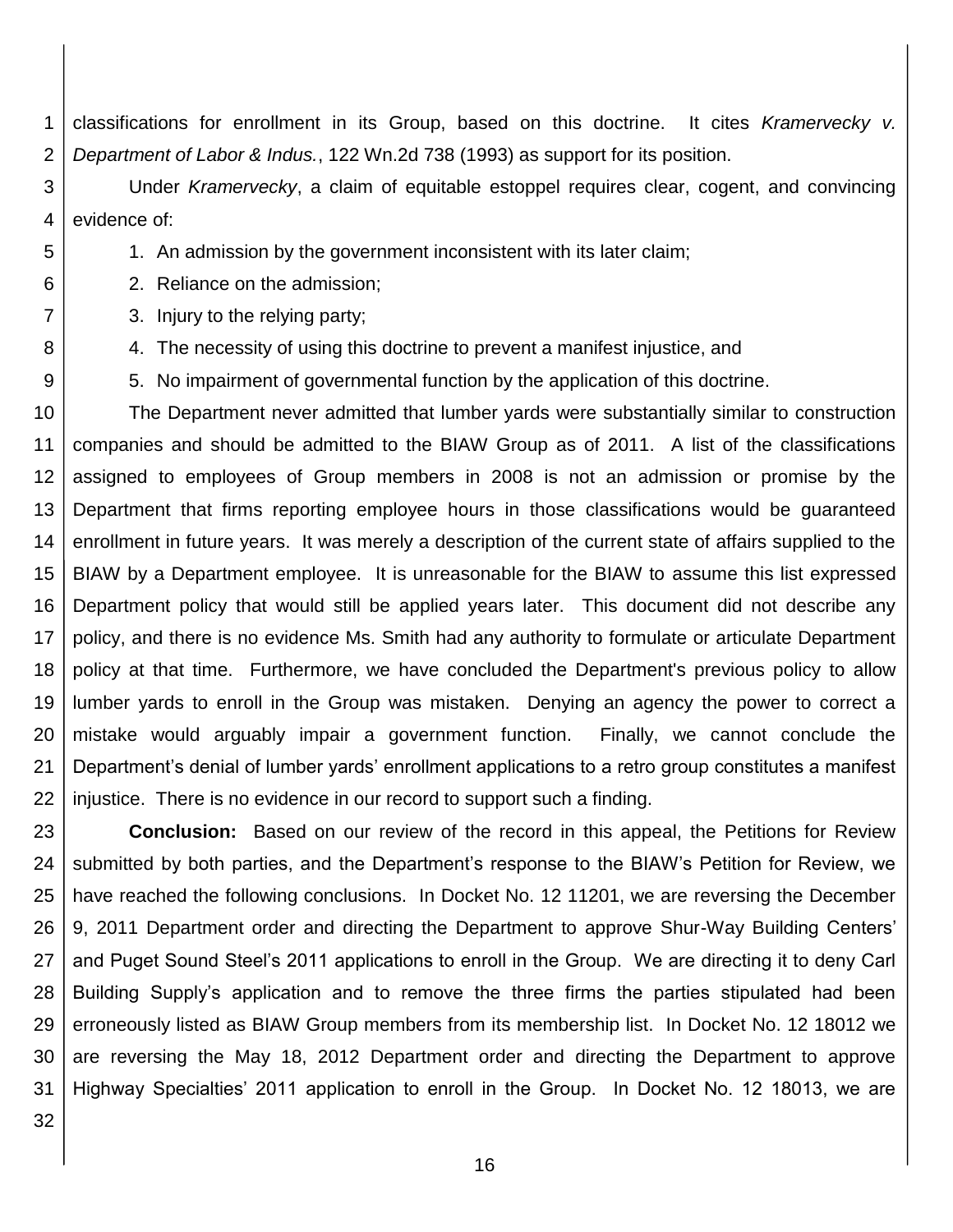classifications for enrollment in its Group, based on this doctrine. It cites *Kramervecky v. Department of Labor & Indus.*, 122 Wn.2d 738 (1993) as support for its position.

Under *Kramervecky*, a claim of equitable estoppel requires clear, cogent, and convincing evidence of:

1. An admission by the government inconsistent with its later claim;
2. Reliance on the admission;
3. Injury to the relying party;
4. The necessity of using this doctrine to prevent a manifest injustice, and
5. No impairment of governmental function by the application of this doctrine.

The Department never admitted that lumber yards were substantially similar to construction companies and should be admitted to the BIAW Group as of 2011. A list of the classifications assigned to employees of Group members in 2008 is not an admission or promise by the Department that firms reporting employee hours in those classifications would be guaranteed enrollment in future years. It was merely a description of the current state of affairs supplied to the BIAW by a Department employee. It is unreasonable for the BIAW to assume this list expressed Department policy that would still be applied years later. This document did not describe any policy, and there is no evidence Ms. Smith had any authority to formulate or articulate Department policy at that time. Furthermore, we have concluded the Department's previous policy to allow lumber yards to enroll in the Group was mistaken. Denying an agency the power to correct a mistake would arguably impair a government function. Finally, we cannot conclude the Department's denial of lumber yards' enrollment applications to a retro group constitutes a manifest injustice. There is no evidence in our record to support such a finding.

**Conclusion:** Based on our review of the record in this appeal, the Petitions for Review submitted by both parties, and the Department's response to the BIAW's Petition for Review, we have reached the following conclusions. In Docket No. 12 11201, we are reversing the December 9, 2011 Department order and directing the Department to approve Shur-Way Building Centers' and Puget Sound Steel's 2011 applications to enroll in the Group. We are directing it to deny Carl Building Supply's application and to remove the three firms the parties stipulated had been erroneously listed as BIAW Group members from its membership list. In Docket No. 12 18012 we are reversing the May 18, 2012 Department order and directing the Department to approve Highway Specialties' 2011 application to enroll in the Group. In Docket No. 12 18013, we are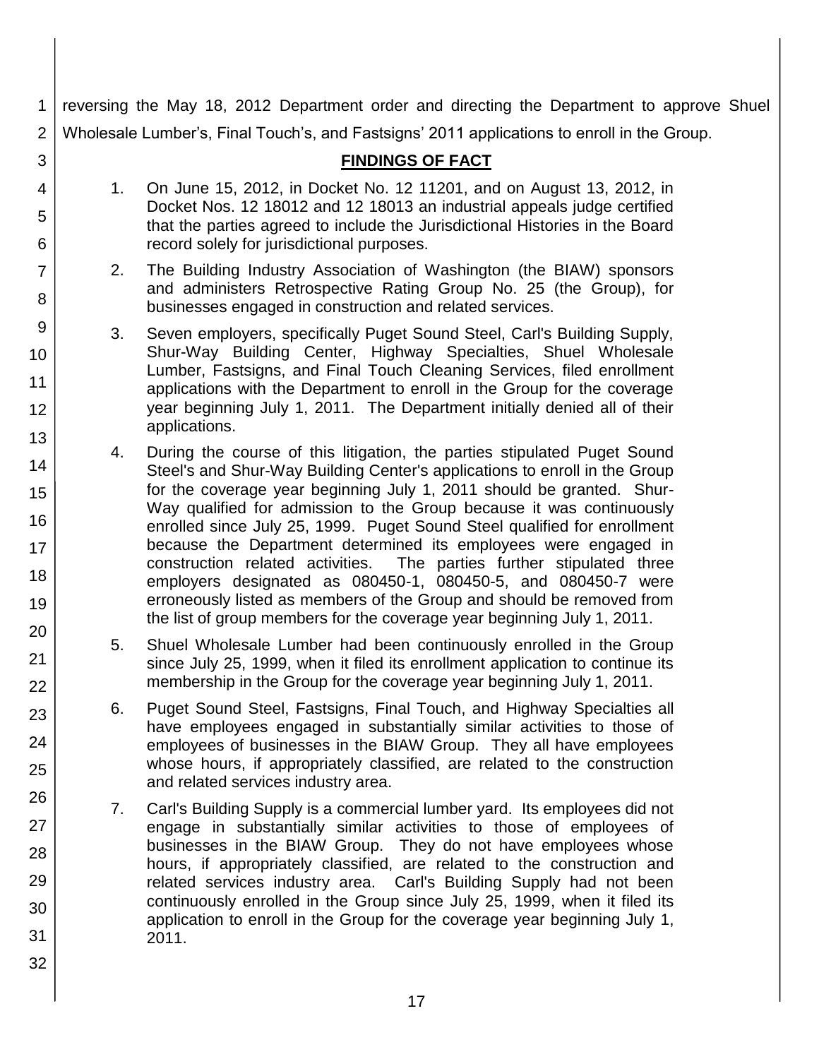reversing the May 18, 2012 Department order and directing the Department to approve Shuel Wholesale Lumber's, Final Touch's, and Fastsigns' 2011 applications to enroll in the Group.

## FINDINGS OF FACT

1. On June 15, 2012, in Docket No. 12 11201, and on August 13, 2012, in Docket Nos. 12 18012 and 12 18013 an industrial appeals judge certified that the parties agreed to include the Jurisdictional Histories in the Board record solely for jurisdictional purposes.

2. The Building Industry Association of Washington (the BIAW) sponsors and administers Retrospective Rating Group No. 25 (the Group), for businesses engaged in construction and related services.

3. Seven employers, specifically Puget Sound Steel, Carl's Building Supply, Shur-Way Building Center, Highway Specialties, Shuel Wholesale Lumber, Fastsigns, and Final Touch Cleaning Services, filed enrollment applications with the Department to enroll in the Group for the coverage year beginning July 1, 2011. The Department initially denied all of their applications.

4. During the course of this litigation, the parties stipulated Puget Sound Steel's and Shur-Way Building Center's applications to enroll in the Group for the coverage year beginning July 1, 2011 should be granted. Shur-Way qualified for admission to the Group because it was continuously enrolled since July 25, 1999. Puget Sound Steel qualified for enrollment because the Department determined its employees were engaged in construction related activities. The parties further stipulated three employers designated as 080450-1, 080450-5, and 080450-7 were erroneously listed as members of the Group and should be removed from the list of group members for the coverage year beginning July 1, 2011.

5. Shuel Wholesale Lumber had been continuously enrolled in the Group since July 25, 1999, when it filed its enrollment application to continue its membership in the Group for the coverage year beginning July 1, 2011.

6. Puget Sound Steel, Fastsigns, Final Touch, and Highway Specialties all have employees engaged in substantially similar activities to those of employees of businesses in the BIAW Group. They all have employees whose hours, if appropriately classified, are related to the construction and related services industry area.

7. Carl's Building Supply is a commercial lumber yard. Its employees did not engage in substantially similar activities to those of employees of businesses in the BIAW Group. They do not have employees whose hours, if appropriately classified, are related to the construction and related services industry area. Carl's Building Supply had not been continuously enrolled in the Group since July 25, 1999, when it filed its application to enroll in the Group for the coverage year beginning July 1, 2011.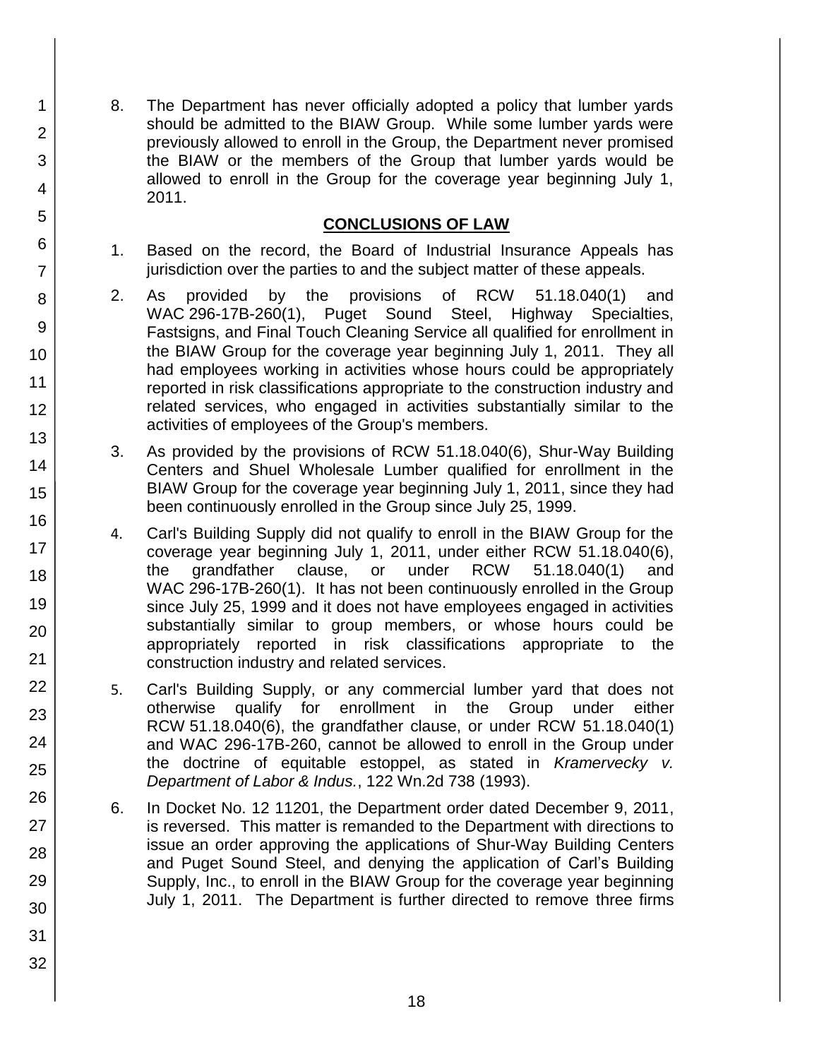8. The Department has never officially adopted a policy that lumber yards should be admitted to the BIAW Group. While some lumber yards were previously allowed to enroll in the Group, the Department never promised the BIAW or the members of the Group that lumber yards would be allowed to enroll in the Group for the coverage year beginning July 1, 2011.

## CONCLUSIONS OF LAW

1. Based on the record, the Board of Industrial Insurance Appeals has jurisdiction over the parties to and the subject matter of these appeals.

2. As provided by the provisions of RCW 51.18.040(1) and WAC 296-17B-260(1), Puget Sound Steel, Highway Specialties, Fastsigns, and Final Touch Cleaning Service all qualified for enrollment in the BIAW Group for the coverage year beginning July 1, 2011. They all had employees working in activities whose hours could be appropriately reported in risk classifications appropriate to the construction industry and related services, who engaged in activities substantially similar to the activities of employees of the Group's members.

3. As provided by the provisions of RCW 51.18.040(6), Shur-Way Building Centers and Shuel Wholesale Lumber qualified for enrollment in the BIAW Group for the coverage year beginning July 1, 2011, since they had been continuously enrolled in the Group since July 25, 1999.

4. Carl's Building Supply did not qualify to enroll in the BIAW Group for the coverage year beginning July 1, 2011, under either RCW 51.18.040(6), the grandfather clause, or under RCW 51.18.040(1) and WAC 296-17B-260(1). It has not been continuously enrolled in the Group since July 25, 1999 and it does not have employees engaged in activities substantially similar to group members, or whose hours could be appropriately reported in risk classifications appropriate to the construction industry and related services.

5. Carl's Building Supply, or any commercial lumber yard that does not otherwise qualify for enrollment in the Group under either RCW 51.18.040(6), the grandfather clause, or under RCW 51.18.040(1) and WAC 296-17B-260, cannot be allowed to enroll in the Group under the doctrine of equitable estoppel, as stated in *Kramervecky v. Department of Labor & Indus.*, 122 Wn.2d 738 (1993).

6. In Docket No. 12 11201, the Department order dated December 9, 2011, is reversed. This matter is remanded to the Department with directions to issue an order approving the applications of Shur-Way Building Centers and Puget Sound Steel, and denying the application of Carl's Building Supply, Inc., to enroll in the BIAW Group for the coverage year beginning July 1, 2011. The Department is further directed to remove three firms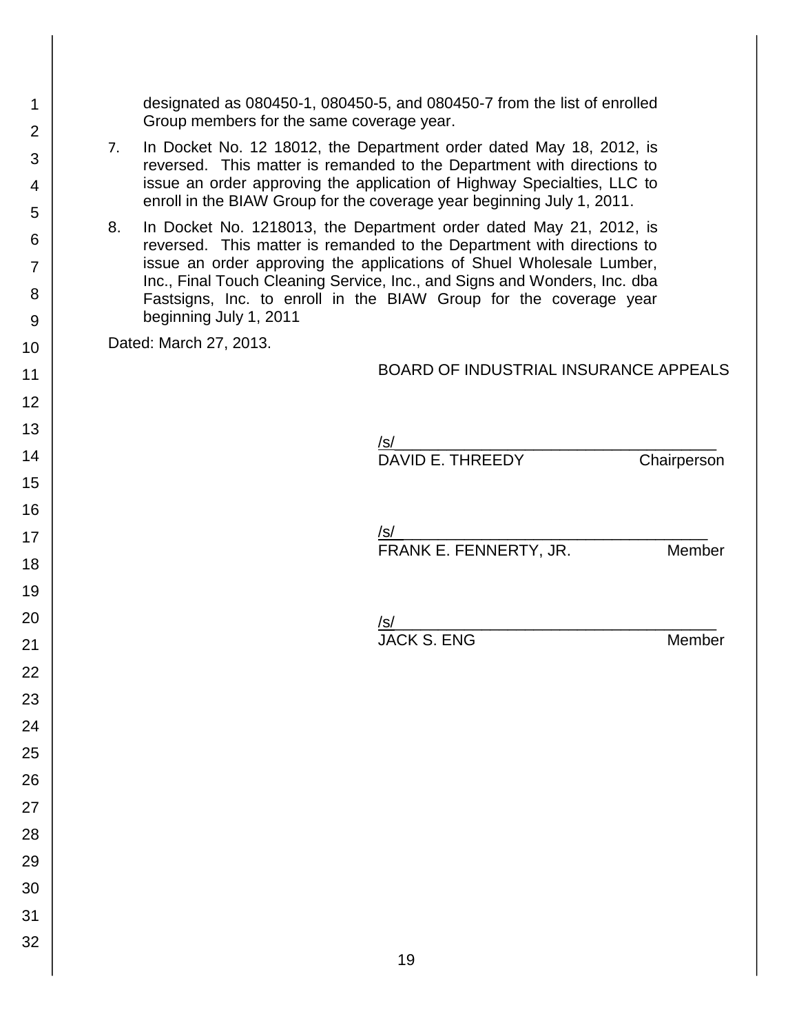designated as 080450-1, 080450-5, and 080450-7 from the list of enrolled Group members for the same coverage year.

7. In Docket No. 12 18012, the Department order dated May 18, 2012, is reversed. This matter is remanded to the Department with directions to issue an order approving the application of Highway Specialties, LLC to enroll in the BIAW Group for the coverage year beginning July 1, 2011.

8. In Docket No. 1218013, the Department order dated May 21, 2012, is reversed. This matter is remanded to the Department with directions to issue an order approving the applications of Shuel Wholesale Lumber, Inc., Final Touch Cleaning Service, Inc., and Signs and Wonders, Inc. dba Fastsigns, Inc. to enroll in the BIAW Group for the coverage year beginning July 1, 2011

Dated: March 27, 2013.

BOARD OF INDUSTRIAL INSURANCE APPEALS

/s/
DAVID E. THREEDY Chairperson

/s/
FRANK E. FENNERTY, JR. Member

/s/
JACK S. ENG Member